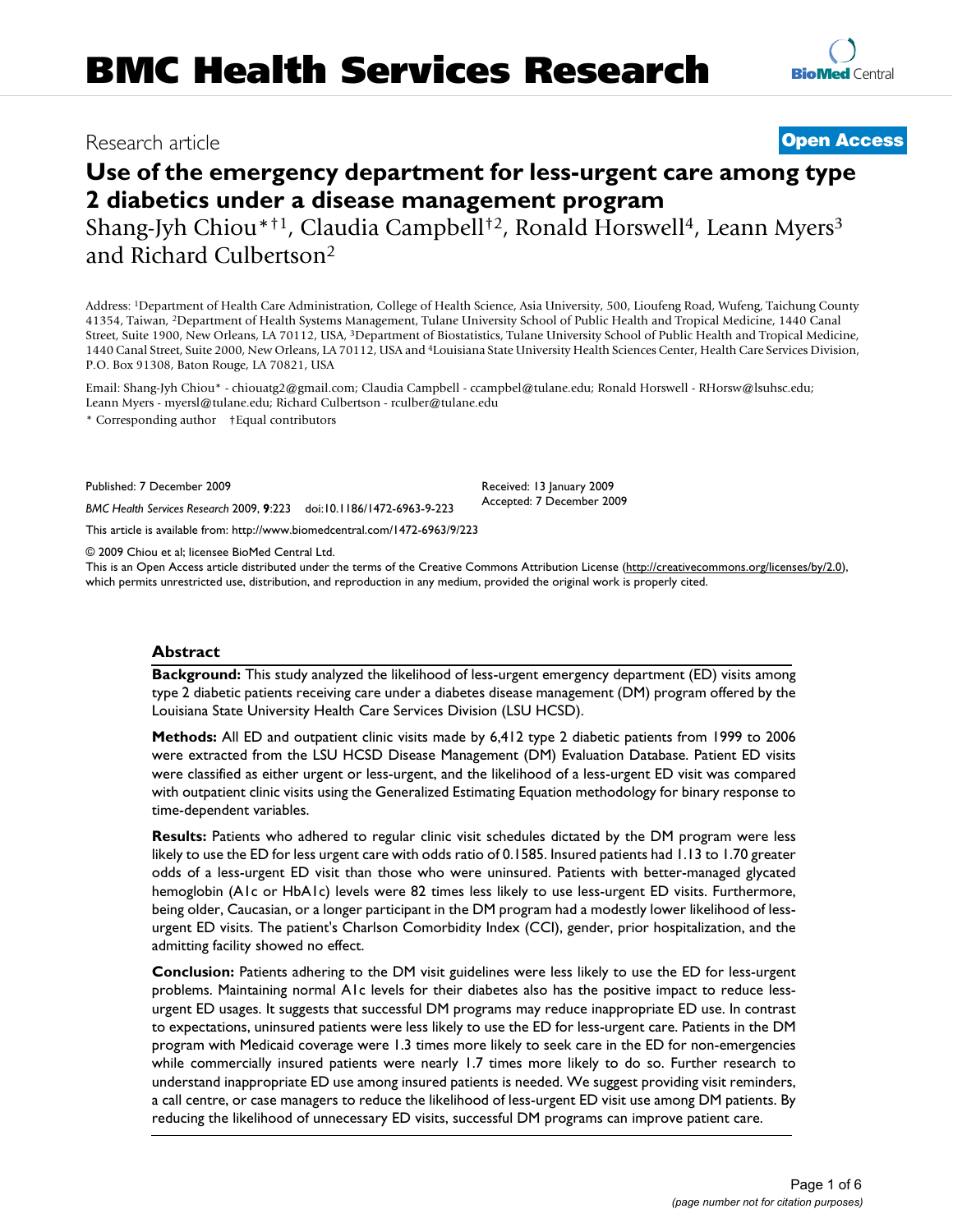# BMC Health Services Research

Research article

**Open Access**

# Use of the emergency department for less-urgent care among type 2 diabetics under a disease management program

Shang-Jyh Chiou*†[1], Claudia Campbell†[2], Ronald Horswell[4], Leann Myers[3] and Richard Culbertson[2]

Address: [1]Department of Health Care Administration, College of Health Science, Asia University, 500, Lioufeng Road, Wufeng, Taichung County 41354, Taiwan, [2]Department of Health Systems Management, Tulane University School of Public Health and Tropical Medicine, 1440 Canal Street, Suite 1900, New Orleans, LA 70112, USA, [3]Department of Biostatistics, Tulane University School of Public Health and Tropical Medicine, 1440 Canal Street, Suite 2000, New Orleans, LA 70112, USA and [4]Louisiana State University Health Sciences Center, Health Care Services Division, P.O. Box 91308, Baton Rouge, LA 70821, USA

Email: Shang-Jyh Chiou* - chiouatg2@gmail.com; Claudia Campbell - ccampbel@tulane.edu; Ronald Horswell - RHorsw@lsuhsc.edu; Leann Myers - myersl@tulane.edu; Richard Culbertson - rculber@tulane.edu

\* Corresponding author †Equal contributors

Published: 7 December 2009

*BMC Health Services Research* 2009, **9**:223 doi:10.1186/1472-6963-9-223

Received: 13 January 2009
Accepted: 7 December 2009

This article is available from: http://www.biomedcentral.com/1472-6963/9/223

© 2009 Chiou et al; licensee BioMed Central Ltd.

This is an Open Access article distributed under the terms of the Creative Commons Attribution License (http://creativecommons.org/licenses/by/2.0), which permits unrestricted use, distribution, and reproduction in any medium, provided the original work is properly cited.

## Abstract

**Background:** This study analyzed the likelihood of less-urgent emergency department (ED) visits among type 2 diabetic patients receiving care under a diabetes disease management (DM) program offered by the Louisiana State University Health Care Services Division (LSU HCSD).

**Methods:** All ED and outpatient clinic visits made by 6,412 type 2 diabetic patients from 1999 to 2006 were extracted from the LSU HCSD Disease Management (DM) Evaluation Database. Patient ED visits were classified as either urgent or less-urgent, and the likelihood of a less-urgent ED visit was compared with outpatient clinic visits using the Generalized Estimating Equation methodology for binary response to time-dependent variables.

**Results:** Patients who adhered to regular clinic visit schedules dictated by the DM program were less likely to use the ED for less urgent care with odds ratio of 0.1585. Insured patients had 1.13 to 1.70 greater odds of a less-urgent ED visit than those who were uninsured. Patients with better-managed glycated hemoglobin (A1c or HbA1c) levels were 82 times less likely to use less-urgent ED visits. Furthermore, being older, Caucasian, or a longer participant in the DM program had a modestly lower likelihood of less-urgent ED visits. The patient's Charlson Comorbidity Index (CCI), gender, prior hospitalization, and the admitting facility showed no effect.

**Conclusion:** Patients adhering to the DM visit guidelines were less likely to use the ED for less-urgent problems. Maintaining normal A1c levels for their diabetes also has the positive impact to reduce less-urgent ED usages. It suggests that successful DM programs may reduce inappropriate ED use. In contrast to expectations, uninsured patients were less likely to use the ED for less-urgent care. Patients in the DM program with Medicaid coverage were 1.3 times more likely to seek care in the ED for non-emergencies while commercially insured patients were nearly 1.7 times more likely to do so. Further research to understand inappropriate ED use among insured patients is needed. We suggest providing visit reminders, a call centre, or case managers to reduce the likelihood of less-urgent ED visit use among DM patients. By reducing the likelihood of unnecessary ED visits, successful DM programs can improve patient care.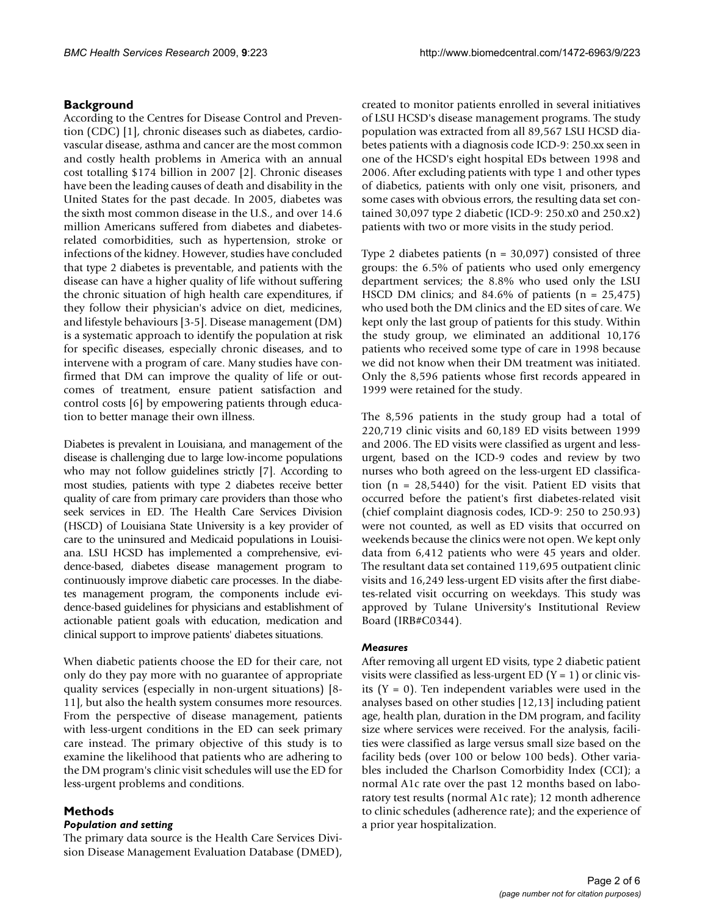## Background

According to the Centres for Disease Control and Prevention (CDC) [1], chronic diseases such as diabetes, cardiovascular disease, asthma and cancer are the most common and costly health problems in America with an annual cost totalling $174 billion in 2007 [2]. Chronic diseases have been the leading causes of death and disability in the United States for the past decade. In 2005, diabetes was the sixth most common disease in the U.S., and over 14.6 million Americans suffered from diabetes and diabetes-related comorbidities, such as hypertension, stroke or infections of the kidney. However, studies have concluded that type 2 diabetes is preventable, and patients with the disease can have a higher quality of life without suffering the chronic situation of high health care expenditures, if they follow their physician's advice on diet, medicines, and lifestyle behaviours [3-5]. Disease management (DM) is a systematic approach to identify the population at risk for specific diseases, especially chronic diseases, and to intervene with a program of care. Many studies have confirmed that DM can improve the quality of life or outcomes of treatment, ensure patient satisfaction and control costs [6] by empowering patients through education to better manage their own illness.

Diabetes is prevalent in Louisiana, and management of the disease is challenging due to large low-income populations who may not follow guidelines strictly [7]. According to most studies, patients with type 2 diabetes receive better quality of care from primary care providers than those who seek services in ED. The Health Care Services Division (HSCD) of Louisiana State University is a key provider of care to the uninsured and Medicaid populations in Louisiana. LSU HCSD has implemented a comprehensive, evidence-based, diabetes disease management program to continuously improve diabetic care processes. In the diabetes management program, the components include evidence-based guidelines for physicians and establishment of actionable patient goals with education, medication and clinical support to improve patients' diabetes situations.

When diabetic patients choose the ED for their care, not only do they pay more with no guarantee of appropriate quality services (especially in non-urgent situations) [8-11], but also the health system consumes more resources. From the perspective of disease management, patients with less-urgent conditions in the ED can seek primary care instead. The primary objective of this study is to examine the likelihood that patients who are adhering to the DM program's clinic visit schedules will use the ED for less-urgent problems and conditions.

## Methods

### *Population and setting*

The primary data source is the Health Care Services Division Disease Management Evaluation Database (DMED), created to monitor patients enrolled in several initiatives of LSU HCSD's disease management programs. The study population was extracted from all 89,567 LSU HCSD diabetes patients with a diagnosis code ICD-9: 250.xx seen in one of the HCSD's eight hospital EDs between 1998 and 2006. After excluding patients with type 1 and other types of diabetics, patients with only one visit, prisoners, and some cases with obvious errors, the resulting data set contained 30,097 type 2 diabetic (ICD-9: 250.x0 and 250.x2) patients with two or more visits in the study period.

Type 2 diabetes patients (n = 30,097) consisted of three groups: the 6.5% of patients who used only emergency department services; the 8.8% who used only the LSU HSCD DM clinics; and 84.6% of patients (n = 25,475) who used both the DM clinics and the ED sites of care. We kept only the last group of patients for this study. Within the study group, we eliminated an additional 10,176 patients who received some type of care in 1998 because we did not know when their DM treatment was initiated. Only the 8,596 patients whose first records appeared in 1999 were retained for the study.

The 8,596 patients in the study group had a total of 220,719 clinic visits and 60,189 ED visits between 1999 and 2006. The ED visits were classified as urgent and less-urgent, based on the ICD-9 codes and review by two nurses who both agreed on the less-urgent ED classification (n = 28,5440) for the visit. Patient ED visits that occurred before the patient's first diabetes-related visit (chief complaint diagnosis codes, ICD-9: 250 to 250.93) were not counted, as well as ED visits that occurred on weekends because the clinics were not open. We kept only data from 6,412 patients who were 45 years and older. The resultant data set contained 119,695 outpatient clinic visits and 16,249 less-urgent ED visits after the first diabetes-related visit occurring on weekdays. This study was approved by Tulane University's Institutional Review Board (IRB#C0344).

### *Measures*

After removing all urgent ED visits, type 2 diabetic patient visits were classified as less-urgent ED (Y = 1) or clinic visits (Y = 0). Ten independent variables were used in the analyses based on other studies [12,13] including patient age, health plan, duration in the DM program, and facility size where services were received. For the analysis, facilities were classified as large versus small size based on the facility beds (over 100 or below 100 beds). Other variables included the Charlson Comorbidity Index (CCI); a normal A1c rate over the past 12 months based on laboratory test results (normal A1c rate); 12 month adherence to clinic schedules (adherence rate); and the experience of a prior year hospitalization.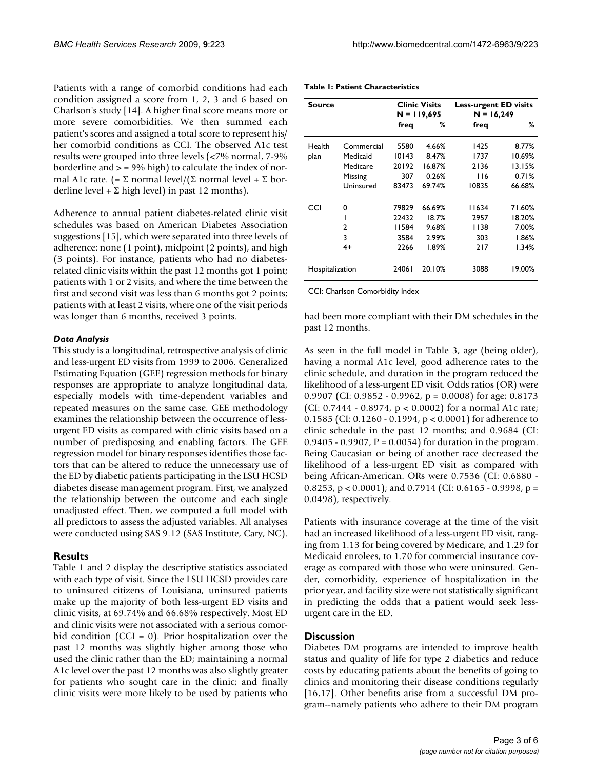Patients with a range of comorbid conditions had each condition assigned a score from 1, 2, 3 and 6 based on Charlson's study [14]. A higher final score means more or more severe comorbidities. We then summed each patient's scores and assigned a total score to represent his/her comorbid conditions as CCI. The observed A1c test results were grouped into three levels (<7% normal, 7-9% borderline and > = 9% high) to calculate the index of normal A1c rate. (= Σ normal level/(Σ normal level + Σ borderline level + Σ high level) in past 12 months).

Adherence to annual patient diabetes-related clinic visit schedules was based on American Diabetes Association suggestions [15], which were separated into three levels of adherence: none (1 point), midpoint (2 points), and high (3 points). For instance, patients who had no diabetes-related clinic visits within the past 12 months got 1 point; patients with 1 or 2 visits, and where the time between the first and second visit was less than 6 months got 2 points; patients with at least 2 visits, where one of the visit periods was longer than 6 months, received 3 points.

#### *Data Analysis*

This study is a longitudinal, retrospective analysis of clinic and less-urgent ED visits from 1999 to 2006. Generalized Estimating Equation (GEE) regression methods for binary responses are appropriate to analyze longitudinal data, especially models with time-dependent variables and repeated measures on the same case. GEE methodology examines the relationship between the occurrence of less-urgent ED visits as compared with clinic visits based on a number of predisposing and enabling factors. The GEE regression model for binary responses identifies those factors that can be altered to reduce the unnecessary use of the ED by diabetic patients participating in the LSU HCSD diabetes disease management program. First, we analyzed the relationship between the outcome and each single unadjusted effect. Then, we computed a full model with all predictors to assess the adjusted variables. All analyses were conducted using SAS 9.12 (SAS Institute, Cary, NC).

## Results

Table 1 and 2 display the descriptive statistics associated with each type of visit. Since the LSU HCSD provides care to uninsured citizens of Louisiana, uninsured patients make up the majority of both less-urgent ED visits and clinic visits, at 69.74% and 66.68% respectively. Most ED and clinic visits were not associated with a serious comorbid condition (CCI = 0). Prior hospitalization over the past 12 months was slightly higher among those who used the clinic rather than the ED; maintaining a normal A1c level over the past 12 months was also slightly greater for patients who sought care in the clinic; and finally clinic visits were more likely to be used by patients who had been more compliant with their DM schedules in the past 12 months.

**Table 1: Patient Characteristics**

| Source | | Clinic Visits N = 119,695 | | Less-urgent ED visits N = 16,249 | |
|---|---|---|---|---|---|
| | | freq | % | freq | % |
| Health plan | Commercial | 5580 | 4.66% | 1425 | 8.77% |
| | Medicaid | 10143 | 8.47% | 1737 | 10.69% |
| | Medicare | 20192 | 16.87% | 2136 | 13.15% |
| | Missing | 307 | 0.26% | 116 | 0.71% |
| | Uninsured | 83473 | 69.74% | 10835 | 66.68% |
| CCI | 0 | 79829 | 66.69% | 11634 | 71.60% |
| | 1 | 22432 | 18.7% | 2957 | 18.20% |
| | 2 | 11584 | 9.68% | 1138 | 7.00% |
| | 3 | 3584 | 2.99% | 303 | 1.86% |
| | 4+ | 2266 | 1.89% | 217 | 1.34% |
| Hospitalization | | 24061 | 20.10% | 3088 | 19.00% |

CCI: Charlson Comorbidity Index

As seen in the full model in Table 3, age (being older), having a normal A1c level, good adherence rates to the clinic schedule, and duration in the program reduced the likelihood of a less-urgent ED visit. Odds ratios (OR) were 0.9907 (CI: 0.9852 - 0.9962, $p = 0.0008$) for age; 0.8173 (CI: 0.7444 - 0.8974, $p < 0.0002$) for a normal A1c rate; 0.1585 (CI: 0.1260 - 0.1994, $p < 0.0001$) for adherence to clinic schedule in the past 12 months; and 0.9684 (CI: 0.9405 - 0.9907, $P = 0.0054$) for duration in the program. Being Caucasian or being of another race decreased the likelihood of a less-urgent ED visit as compared with being African-American. ORs were 0.7536 (CI: 0.6880 - 0.8253, $p < 0.0001$); and 0.7914 (CI: 0.6165 - 0.9998, $p = 0.0498$), respectively.

Patients with insurance coverage at the time of the visit had an increased likelihood of a less-urgent ED visit, ranging from 1.13 for being covered by Medicare, and 1.29 for Medicaid enrolees, to 1.70 for commercial insurance coverage as compared with those who were uninsured. Gender, comorbidity, experience of hospitalization in the prior year, and facility size were not statistically significant in predicting the odds that a patient would seek less-urgent care in the ED.

## Discussion

Diabetes DM programs are intended to improve health status and quality of life for type 2 diabetics and reduce costs by educating patients about the benefits of going to clinics and monitoring their disease conditions regularly [16,17]. Other benefits arise from a successful DM program--namely patients who adhere to their DM program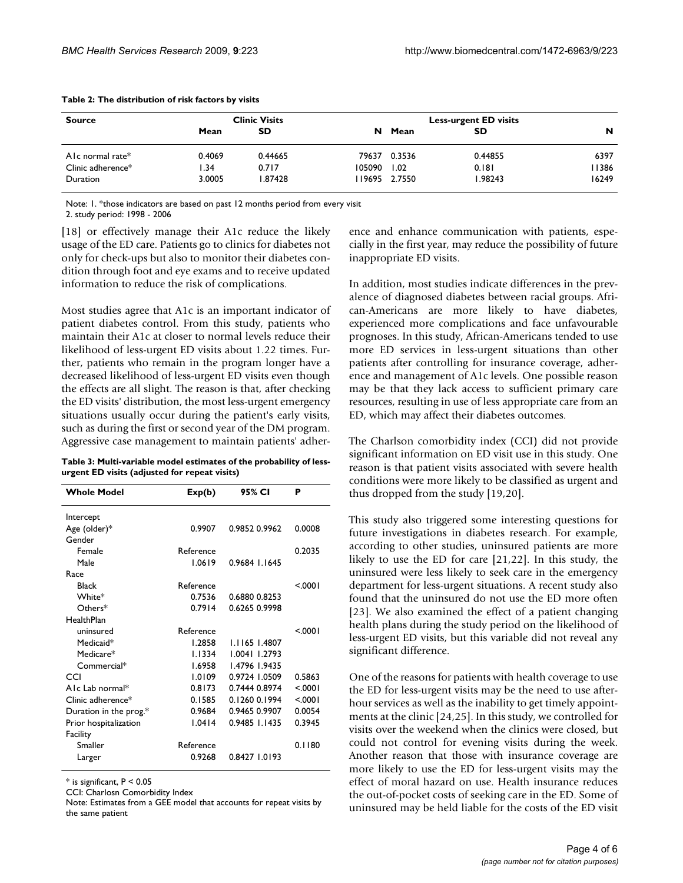**Table 2: The distribution of risk factors by visits**

| Source | Clinic Visits | | | Less-urgent ED visits | | |
|---|---|---|---|---|---|---|
| | Mean | SD | N | Mean | SD | N |
| A1c normal rate* | 0.4069 | 0.44665 | 79637 | 0.3536 | 0.44855 | 6397 |
| Clinic adherence* | 1.34 | 0.717 | 105090 | 1.02 | 0.181 | 11386 |
| Duration | 3.0005 | 1.87428 | 119695 | 2.7550 | 1.98243 | 16249 |

Note: 1. *those indicators are based on past 12 months period from every visit
2. study period: 1998 - 2006

[18] or effectively manage their A1c reduce the likely usage of the ED care. Patients go to clinics for diabetes not only for check-ups but also to monitor their diabetes condition through foot and eye exams and to receive updated information to reduce the risk of complications.

Most studies agree that A1c is an important indicator of patient diabetes control. From this study, patients who maintain their A1c at closer to normal levels reduce their likelihood of less-urgent ED visits about 1.22 times. Further, patients who remain in the program longer have a decreased likelihood of less-urgent ED visits even though the effects are all slight. The reason is that, after checking the ED visits' distribution, the most less-urgent emergency situations usually occur during the patient's early visits, such as during the first or second year of the DM program. Aggressive case management to maintain patients' adherence and enhance communication with patients, especially in the first year, may reduce the possibility of future inappropriate ED visits.

**Table 3: Multi-variable model estimates of the probability of less-urgent ED visits (adjusted for repeat visits)**

| Whole Model | Exp(b) | 95% CI | P |
|---|---|---|---|
| Intercept | | | |
| Age (older)* | 0.9907 | 0.9852 0.9962 | 0.0008 |
| Gender | | | |
| Female | Reference | | 0.2035 |
| Male | 1.0619 | 0.9684 1.1645 | |
| Race | | | |
| Black | Reference | | <.0001 |
| White* | 0.7536 | 0.6880 0.8253 | |
| Others* | 0.7914 | 0.6265 0.9998 | |
| HealthPlan | | | |
| uninsured | Reference | | <.0001 |
| Medicaid* | 1.2858 | 1.1165 1.4807 | |
| Medicare* | 1.1334 | 1.0041 1.2793 | |
| Commercial* | 1.6958 | 1.4796 1.9435 | |
| CCI | 1.0109 | 0.9724 1.0509 | 0.5863 |
| A1c Lab normal* | 0.8173 | 0.7444 0.8974 | <.0001 |
| Clinic adherence* | 0.1585 | 0.1260 0.1994 | <.0001 |
| Duration in the prog.* | 0.9684 | 0.9465 0.9907 | 0.0054 |
| Prior hospitalization | 1.0414 | 0.9485 1.1435 | 0.3945 |
| Facility | | | |
| Smaller | Reference | | 0.1180 |
| Larger | 0.9268 | 0.8427 1.0193 | |

* is significant, $P < 0.05$

CCI: Charlosn Comorbidity Index

Note: Estimates from a GEE model that accounts for repeat visits by the same patient

In addition, most studies indicate differences in the prevalence of diagnosed diabetes between racial groups. African-Americans are more likely to have diabetes, experienced more complications and face unfavourable prognoses. In this study, African-Americans tended to use more ED services in less-urgent situations than other patients after controlling for insurance coverage, adherence and management of A1c levels. One possible reason may be that they lack access to sufficient primary care resources, resulting in use of less appropriate care from an ED, which may affect their diabetes outcomes.

The Charlson comorbidity index (CCI) did not provide significant information on ED visit use in this study. One reason is that patient visits associated with severe health conditions were more likely to be classified as urgent and thus dropped from the study [19,20].

This study also triggered some interesting questions for future investigations in diabetes research. For example, according to other studies, uninsured patients are more likely to use the ED for care [21,22]. In this study, the uninsured were less likely to seek care in the emergency department for less-urgent situations. A recent study also found that the uninsured do not use the ED more often [23]. We also examined the effect of a patient changing health plans during the study period on the likelihood of less-urgent ED visits, but this variable did not reveal any significant difference.

One of the reasons for patients with health coverage to use the ED for less-urgent visits may be the need to use after-hour services as well as the inability to get timely appointments at the clinic [24,25]. In this study, we controlled for visits over the weekend when the clinics were closed, but could not control for evening visits during the week. Another reason that those with insurance coverage are more likely to use the ED for less-urgent visits may the effect of moral hazard on use. Health insurance reduces the out-of-pocket costs of seeking care in the ED. Some of uninsured may be held liable for the costs of the ED visit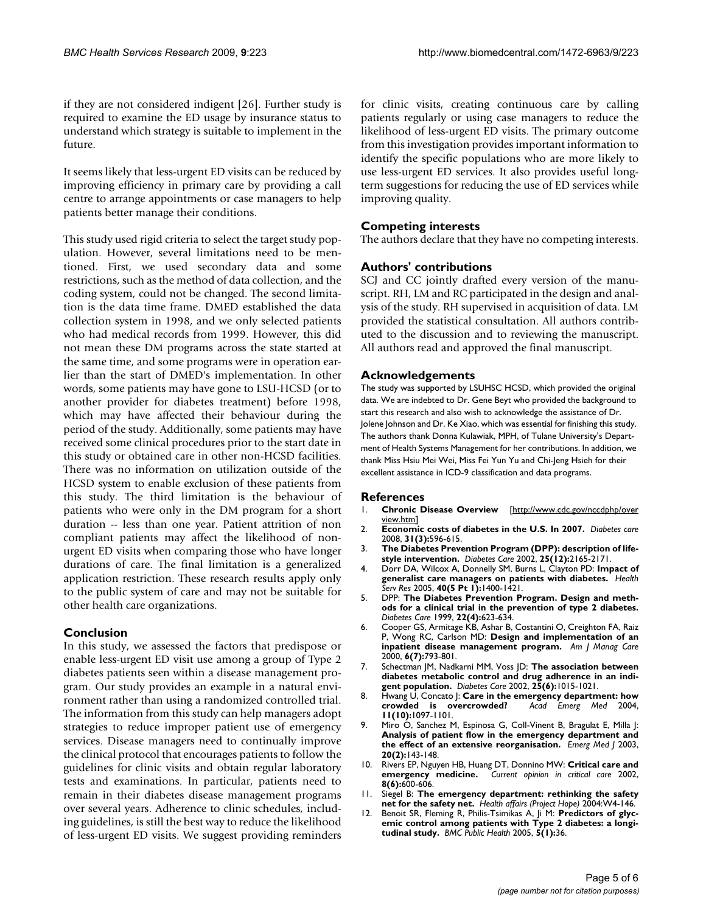if they are not considered indigent [26]. Further study is required to examine the ED usage by insurance status to understand which strategy is suitable to implement in the future.

It seems likely that less-urgent ED visits can be reduced by improving efficiency in primary care by providing a call centre to arrange appointments or case managers to help patients better manage their conditions.

This study used rigid criteria to select the target study population. However, several limitations need to be mentioned. First, we used secondary data and some restrictions, such as the method of data collection, and the coding system, could not be changed. The second limitation is the data time frame. DMED established the data collection system in 1998, and we only selected patients who had medical records from 1999. However, this did not mean these DM programs across the state started at the same time, and some programs were in operation earlier than the start of DMED's implementation. In other words, some patients may have gone to LSU-HCSD (or to another provider for diabetes treatment) before 1998, which may have affected their behaviour during the period of the study. Additionally, some patients may have received some clinical procedures prior to the start date in this study or obtained care in other non-HCSD facilities. There was no information on utilization outside of the HCSD system to enable exclusion of these patients from this study. The third limitation is the behaviour of patients who were only in the DM program for a short duration -- less than one year. Patient attrition of non compliant patients may affect the likelihood of non-urgent ED visits when comparing those who have longer durations of care. The final limitation is a generalized application restriction. These research results apply only to the public system of care and may not be suitable for other health care organizations.

## Conclusion

In this study, we assessed the factors that predispose or enable less-urgent ED visit use among a group of Type 2 diabetes patients seen within a disease management program. Our study provides an example in a natural environment rather than using a randomized controlled trial. The information from this study can help managers adopt strategies to reduce improper patient use of emergency services. Disease managers need to continually improve the clinical protocol that encourages patients to follow the guidelines for clinic visits and obtain regular laboratory tests and examinations. In particular, patients need to remain in their diabetes disease management programs over several years. Adherence to clinic schedules, including guidelines, is still the best way to reduce the likelihood of less-urgent ED visits. We suggest providing reminders for clinic visits, creating continuous care by calling patients regularly or using case managers to reduce the likelihood of less-urgent ED visits. The primary outcome from this investigation provides important information to identify the specific populations who are more likely to use less-urgent ED services. It also provides useful long-term suggestions for reducing the use of ED services while improving quality.

## Competing interests

The authors declare that they have no competing interests.

## Authors' contributions

SCJ and CC jointly drafted every version of the manuscript. RH, LM and RC participated in the design and analysis of the study. RH supervised in acquisition of data. LM provided the statistical consultation. All authors contributed to the discussion and to reviewing the manuscript. All authors read and approved the final manuscript.

## Acknowledgements

The study was supported by LSUHSC HCSD, which provided the original data. We are indebted to Dr. Gene Beyt who provided the background to start this research and also wish to acknowledge the assistance of Dr. Jolene Johnson and Dr. Ke Xiao, which was essential for finishing this study. The authors thank Donna Kulawiak, MPH, of Tulane University's Department of Health Systems Management for her contributions. In addition, we thank Miss Hsiu Mei Wei, Miss Fei Yun Yu and Chi-Jeng Hsieh for their excellent assistance in ICD-9 classification and data programs.

## References

1. **Chronic Disease Overview** [http://www.cdc.gov/nccdphp/overview.htm]
2. **Economic costs of diabetes in the U.S. In 2007.** *Diabetes care* 2008, **31(3):**596-615.
3. **The Diabetes Prevention Program (DPP): description of lifestyle intervention.** *Diabetes Care* 2002, **25(12):**2165-2171.
4. Dorr DA, Wilcox A, Donnelly SM, Burns L, Clayton PD: **Impact of generalist care managers on patients with diabetes.** *Health Serv Res* 2005, **40(5 Pt 1):**1400-1421.
5. DPP: **The Diabetes Prevention Program. Design and methods for a clinical trial in the prevention of type 2 diabetes.** *Diabetes Care* 1999, **22(4):**623-634.
6. Cooper GS, Armitage KB, Ashar B, Costantini O, Creighton FA, Raiz P, Wong RC, Carlson MD: **Design and implementation of an inpatient disease management program.** *Am J Manag Care* 2000, **6(7):**793-801.
7. Schectman JM, Nadkarni MM, Voss JD: **The association between diabetes metabolic control and drug adherence in an indigent population.** *Diabetes Care* 2002, **25(6):**1015-1021.
8. Hwang U, Concato J: **Care in the emergency department: how crowded is overcrowded?** *Acad Emerg Med* 2004, **11(10):**1097-1101.
9. Miro O, Sanchez M, Espinosa G, Coll-Vinent B, Bragulat E, Milla J: **Analysis of patient flow in the emergency department and the effect of an extensive reorganisation.** *Emerg Med J* 2003, **20(2):**143-148.
10. Rivers EP, Nguyen HB, Huang DT, Donnino MW: **Critical care and emergency medicine.** *Current opinion in critical care* 2002, **8(6):**600-606.
11. Siegel B: **The emergency department: rethinking the safety net for the safety net.** *Health affairs (Project Hope)* 2004:W4-146.
12. Benoit SR, Fleming R, Philis-Tsimikas A, Ji M: **Predictors of glycemic control among patients with Type 2 diabetes: a longitudinal study.** *BMC Public Health* 2005, **5(1):**36.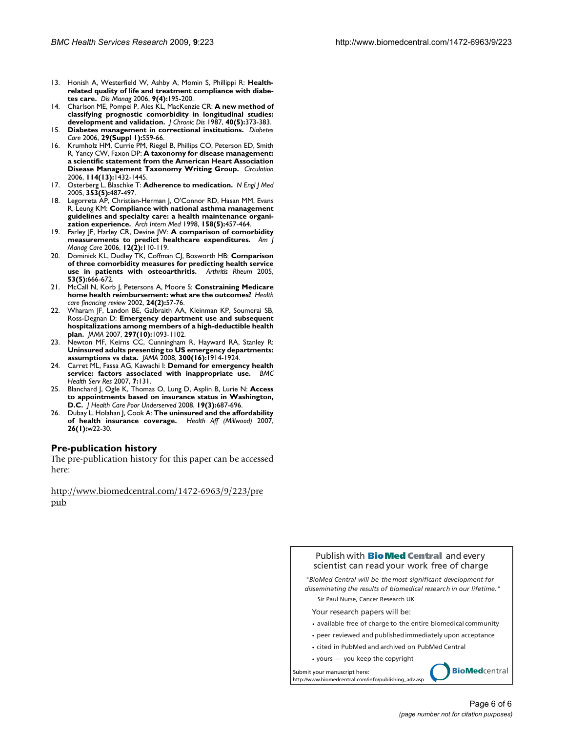13. Honish A, Westerfield W, Ashby A, Momin S, Phillippi R: **Health-related quality of life and treatment compliance with diabetes care.** *Dis Manag* 2006, **9(4):**195-200.
14. Charlson ME, Pompei P, Ales KL, MacKenzie CR: **A new method of classifying prognostic comorbidity in longitudinal studies: development and validation.** *J Chronic Dis* 1987, **40(5):**373-383.
15. **Diabetes management in correctional institutions.** *Diabetes Care* 2006, **29(Suppl 1):**S59-66.
16. Krumholz HM, Currie PM, Riegel B, Phillips CO, Peterson ED, Smith R, Yancy CW, Faxon DP: **A taxonomy for disease management: a scientific statement from the American Heart Association Disease Management Taxonomy Writing Group.** *Circulation* 2006, **114(13):**1432-1445.
17. Osterberg L, Blaschke T: **Adherence to medication.** *N Engl J Med* 2005, **353(5):**487-497.
18. Legorreta AP, Christian-Herman J, O'Connor RD, Hasan MM, Evans R, Leung KM: **Compliance with national asthma management guidelines and specialty care: a health maintenance organization experience.** *Arch Intern Med* 1998, **158(5):**457-464.
19. Farley JF, Harley CR, Devine JW: **A comparison of comorbidity measurements to predict healthcare expenditures.** *Am J Manag Care* 2006, **12(2):**110-119.
20. Dominick KL, Dudley TK, Coffman CJ, Bosworth HB: **Comparison of three comorbidity measures for predicting health service use in patients with osteoarthritis.** *Arthritis Rheum* 2005, **53(5):**666-672.
21. McCall N, Korb J, Petersons A, Moore S: **Constraining Medicare home health reimbursement: what are the outcomes?** *Health care financing review* 2002, **24(2):**57-76.
22. Wharam JF, Landon BE, Galbraith AA, Kleinman KP, Soumerai SB, Ross-Degnan D: **Emergency department use and subsequent hospitalizations among members of a high-deductible health plan.** *JAMA* 2007, **297(10):**1093-1102.
23. Newton MF, Keirns CC, Cunningham R, Hayward RA, Stanley R: **Uninsured adults presenting to US emergency departments: assumptions vs data.** *JAMA* 2008, **300(16):**1914-1924.
24. Carret ML, Fassa AG, Kawachi I: **Demand for emergency health service: factors associated with inappropriate use.** *BMC Health Serv Res* 2007, **7:**131.
25. Blanchard J, Ogle K, Thomas O, Lung D, Asplin B, Lurie N: **Access to appointments based on insurance status in Washington, D.C.** *J Health Care Poor Underserved* 2008, **19(3):**687-696.
26. Dubay L, Holahan J, Cook A: **The uninsured and the affordability of health insurance coverage.** *Health Aff (Millwood)* 2007, **26(1):**w22-30.

## Pre-publication history

The pre-publication history for this paper can be accessed here:

http://www.biomedcentral.com/1472-6963/9/223/prepub

Publish with **BioMed Central** and every scientist can read your work free of charge

*"BioMed Central will be the most significant development for disseminating the results of biomedical research in our lifetime."*

Sir Paul Nurse, Cancer Research UK

Your research papers will be:

- available free of charge to the entire biomedical community
- peer reviewed and published immediately upon acceptance
- cited in PubMed and archived on PubMed Central
- yours — you keep the copyright

Submit your manuscript here:
http://www.biomedcentral.com/info/publishing_adv.asp

**BioMed**central